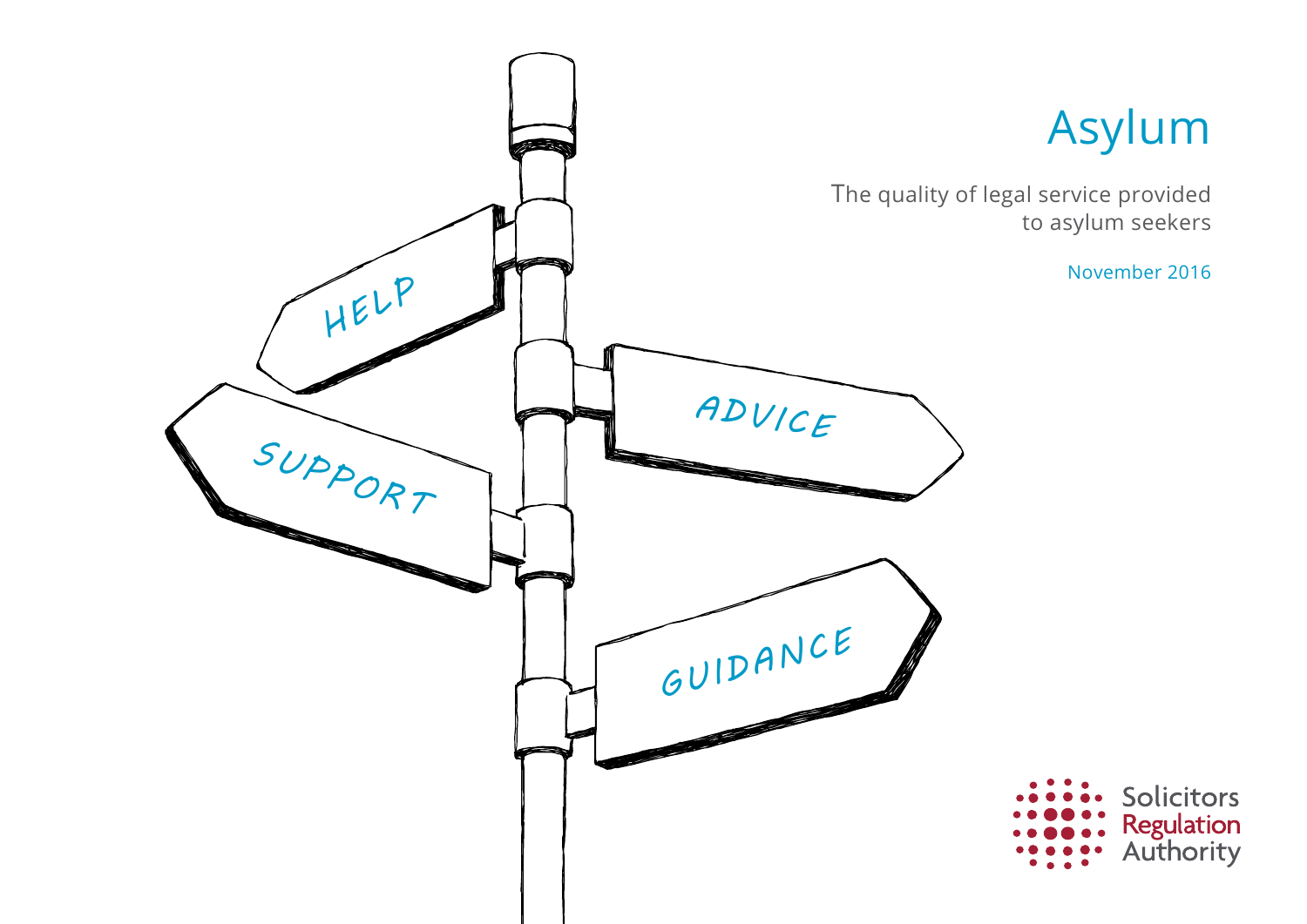# Asylum

The quality of legal service provided to asylum seekers

November 2016

HELP

ADVICE

SUPPORT

GUIDANCE

Solicitors Regulation Authority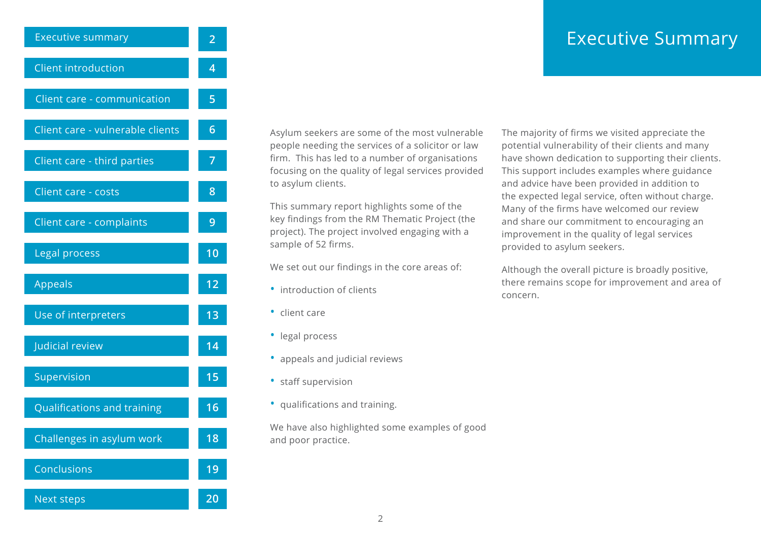| Contents | Page |
|---|---|
| Executive summary | 2 |
| Client introduction | 4 |
| Client care - communication | 5 |
| Client care - vulnerable clients | 6 |
| Client care - third parties | 7 |
| Client care - costs | 8 |
| Client care - complaints | 9 |
| Legal process | 10 |
| Appeals | 12 |
| Use of interpreters | 13 |
| Judicial review | 14 |
| Supervision | 15 |
| Qualifications and training | 16 |
| Challenges in asylum work | 18 |
| Conclusions | 19 |
| Next steps | 20 |

# Executive Summary

Asylum seekers are some of the most vulnerable people needing the services of a solicitor or law firm.  This has led to a number of organisations focusing on the quality of legal services provided to asylum clients.

This summary report highlights some of the key findings from the RM Thematic Project (the project). The project involved engaging with a sample of 52 firms.

We set out our findings in the core areas of:

- introduction of clients
- client care
- legal process
- appeals and judicial reviews
- staff supervision
- qualifications and training.

We have also highlighted some examples of good and poor practice.

The majority of firms we visited appreciate the potential vulnerability of their clients and many have shown dedication to supporting their clients. This support includes examples where guidance and advice have been provided in addition to the expected legal service, often without charge. Many of the firms have welcomed our review and share our commitment to encouraging an improvement in the quality of legal services provided to asylum seekers.

Although the overall picture is broadly positive, there remains scope for improvement and area of concern.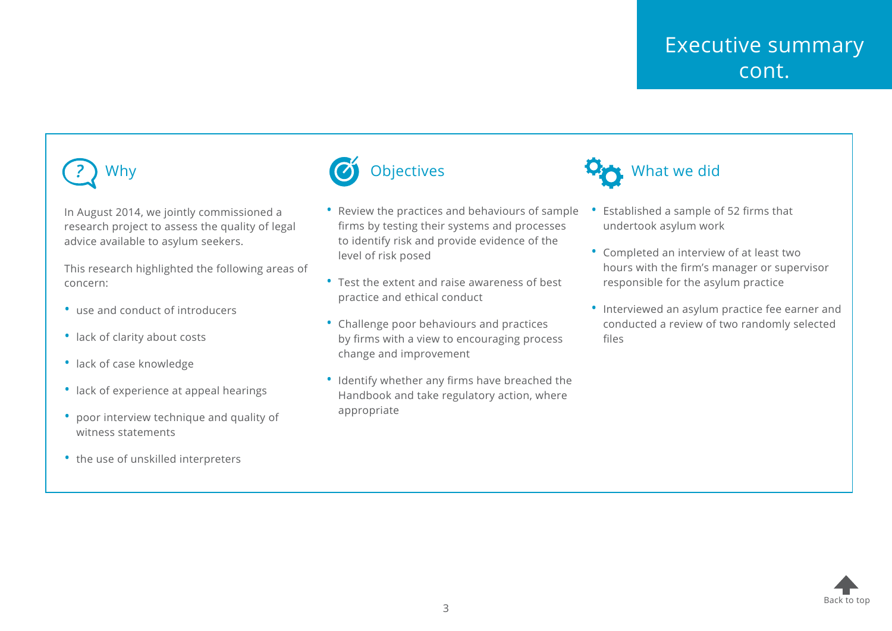# Executive summary cont.

## Why

In August 2014, we jointly commissioned a research project to assess the quality of legal advice available to asylum seekers.

This research highlighted the following areas of concern:

- use and conduct of introducers
- lack of clarity about costs
- lack of case knowledge
- lack of experience at appeal hearings
- poor interview technique and quality of witness statements
- the use of unskilled interpreters

## Objectives

- Review the practices and behaviours of sample firms by testing their systems and processes to identify risk and provide evidence of the level of risk posed
- Test the extent and raise awareness of best practice and ethical conduct
- Challenge poor behaviours and practices by firms with a view to encouraging process change and improvement
- Identify whether any firms have breached the Handbook and take regulatory action, where appropriate

## What we did

- Established a sample of 52 firms that undertook asylum work
- Completed an interview of at least two hours with the firm's manager or supervisor responsible for the asylum practice
- Interviewed an asylum practice fee earner and conducted a review of two randomly selected files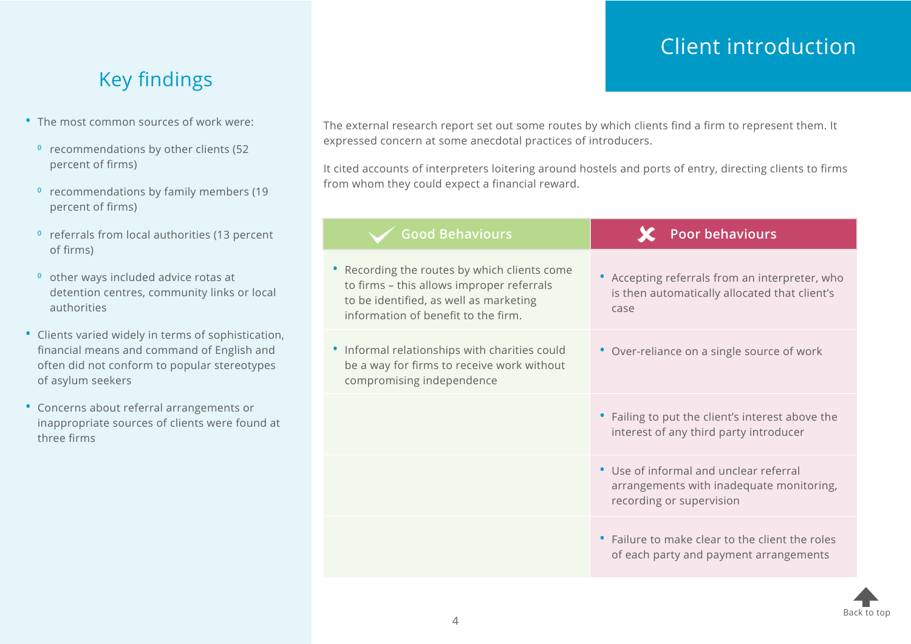# Client introduction

## Key findings

- The most common sources of work were:
  - recommendations by other clients (52 percent of firms)
  - recommendations by family members (19 percent of firms)
  - referrals from local authorities (13 percent of firms)
  - other ways included advice rotas at detention centres, community links or local authorities
- Clients varied widely in terms of sophistication, financial means and command of English and often did not conform to popular stereotypes of asylum seekers
- Concerns about referral arrangements or inappropriate sources of clients were found at three firms

The external research report set out some routes by which clients find a firm to represent them. It expressed concern at some anecdotal practices of introducers.

It cited accounts of interpreters loitering around hostels and ports of entry, directing clients to firms from whom they could expect a financial reward.

| Good Behaviours | Poor behaviours |
|---|---|
| Recording the routes by which clients come to firms – this allows improper referrals to be identified, as well as marketing information of benefit to the firm. | Accepting referrals from an interpreter, who is then automatically allocated that client's case |
| Informal relationships with charities could be a way for firms to receive work without compromising independence | Over-reliance on a single source of work |
| | Failing to put the client's interest above the interest of any third party introducer |
| | Use of informal and unclear referral arrangements with inadequate monitoring, recording or supervision |
| | Failure to make clear to the client the roles of each party and payment arrangements |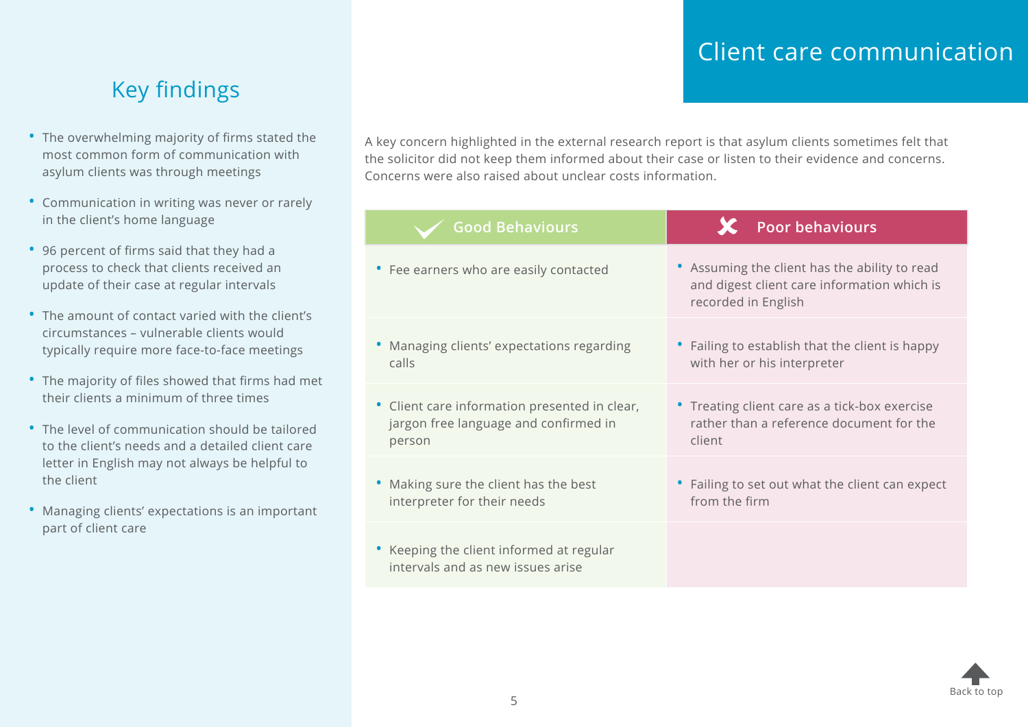# Client care communication

## Key findings

- The overwhelming majority of firms stated the most common form of communication with asylum clients was through meetings
- Communication in writing was never or rarely in the client's home language
- 96 percent of firms said that they had a process to check that clients received an update of their case at regular intervals
- The amount of contact varied with the client's circumstances – vulnerable clients would typically require more face-to-face meetings
- The majority of files showed that firms had met their clients a minimum of three times
- The level of communication should be tailored to the client's needs and a detailed client care letter in English may not always be helpful to the client
- Managing clients' expectations is an important part of client care

A key concern highlighted in the external research report is that asylum clients sometimes felt that the solicitor did not keep them informed about their case or listen to their evidence and concerns. Concerns were also raised about unclear costs information.

| Good Behaviours | Poor behaviours |
|---|---|
| • Fee earners who are easily contacted | • Assuming the client has the ability to read and digest client care information which is recorded in English |
| • Managing clients' expectations regarding calls | • Failing to establish that the client is happy with her or his interpreter |
| • Client care information presented in clear, jargon free language and confirmed in person | • Treating client care as a tick-box exercise rather than a reference document for the client |
| • Making sure the client has the best interpreter for their needs | • Failing to set out what the client can expect from the firm |
| • Keeping the client informed at regular intervals and as new issues arise | |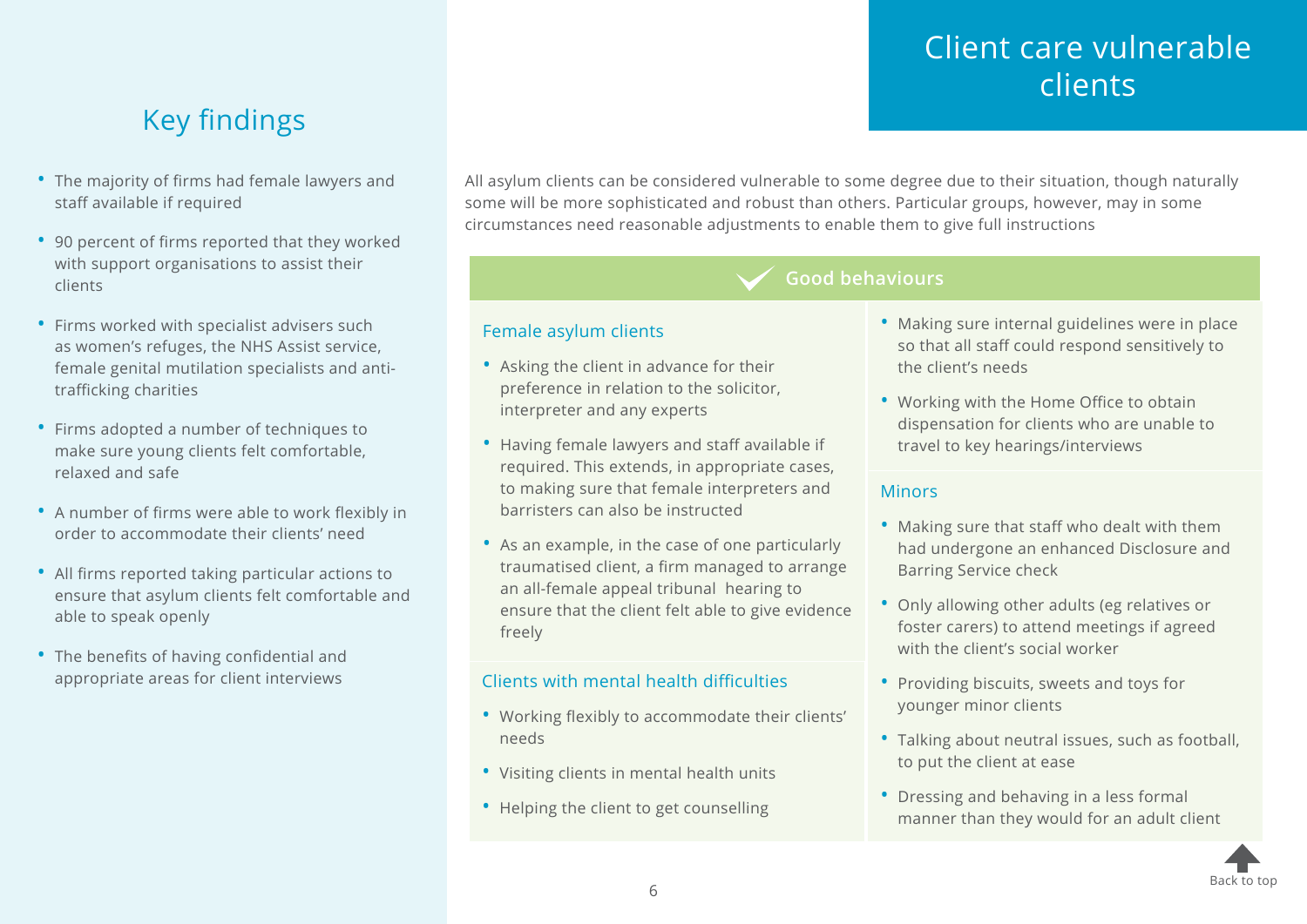# Client care vulnerable clients

## Key findings

- The majority of firms had female lawyers and staff available if required
- 90 percent of firms reported that they worked with support organisations to assist their clients
- Firms worked with specialist advisers such as women's refuges, the NHS Assist service, female genital mutilation specialists and anti-trafficking charities
- Firms adopted a number of techniques to make sure young clients felt comfortable, relaxed and safe
- A number of firms were able to work flexibly in order to accommodate their clients' need
- All firms reported taking particular actions to ensure that asylum clients felt comfortable and able to speak openly
- The benefits of having confidential and appropriate areas for client interviews

All asylum clients can be considered vulnerable to some degree due to their situation, though naturally some will be more sophisticated and robust than others. Particular groups, however, may in some circumstances need reasonable adjustments to enable them to give full instructions

## Good behaviours

### Female asylum clients

- Asking the client in advance for their preference in relation to the solicitor, interpreter and any experts
- Having female lawyers and staff available if required. This extends, in appropriate cases, to making sure that female interpreters and barristers can also be instructed
- As an example, in the case of one particularly traumatised client, a firm managed to arrange an all-female appeal tribunal hearing to ensure that the client felt able to give evidence freely
- Making sure internal guidelines were in place so that all staff could respond sensitively to the client's needs
- Working with the Home Office to obtain dispensation for clients who are unable to travel to key hearings/interviews

### Clients with mental health difficulties

- Working flexibly to accommodate their clients' needs
- Visiting clients in mental health units
- Helping the client to get counselling

### Minors

- Making sure that staff who dealt with them had undergone an enhanced Disclosure and Barring Service check
- Only allowing other adults (eg relatives or foster carers) to attend meetings if agreed with the client's social worker
- Providing biscuits, sweets and toys for younger minor clients
- Talking about neutral issues, such as football, to put the client at ease
- Dressing and behaving in a less formal manner than they would for an adult client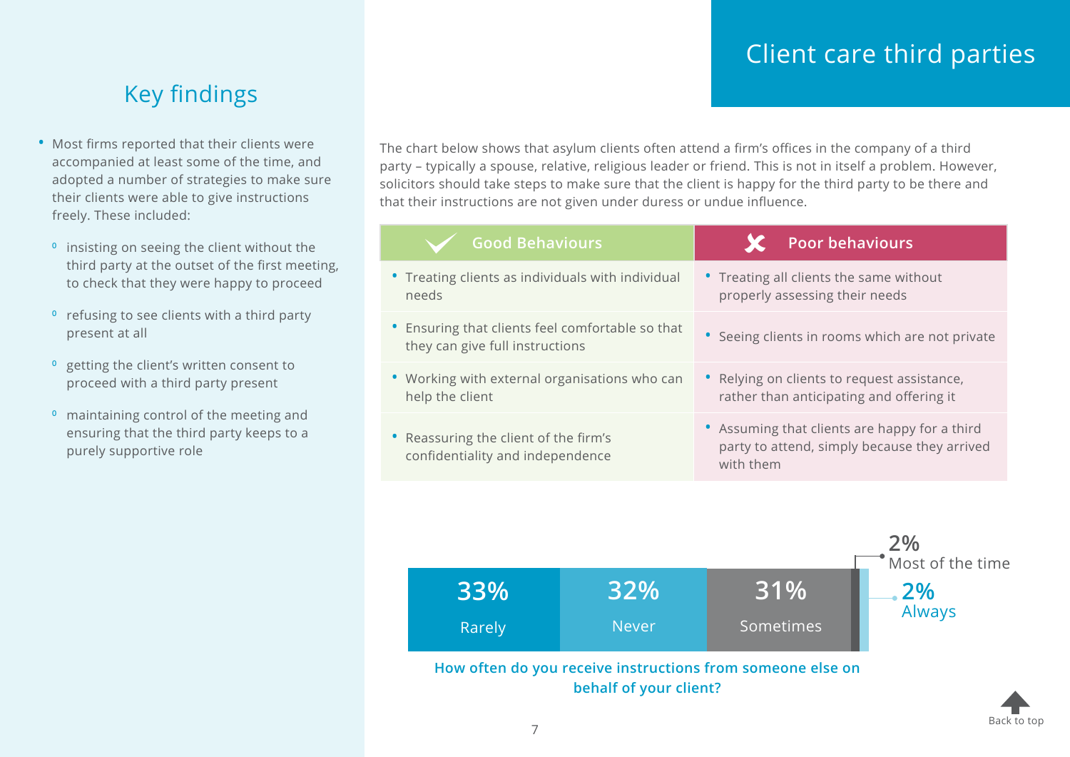# Client care third parties

## Key findings

- Most firms reported that their clients were accompanied at least some of the time, and adopted a number of strategies to make sure their clients were able to give instructions freely. These included:
  - insisting on seeing the client without the third party at the outset of the first meeting, to check that they were happy to proceed
  - refusing to see clients with a third party present at all
  - getting the client's written consent to proceed with a third party present
  - maintaining control of the meeting and ensuring that the third party keeps to a purely supportive role

The chart below shows that asylum clients often attend a firm's offices in the company of a third party – typically a spouse, relative, religious leader or friend. This is not in itself a problem. However, solicitors should take steps to make sure that the client is happy for the third party to be there and that their instructions are not given under duress or undue influence.

| Good Behaviours | Poor behaviours |
|---|---|
| Treating clients as individuals with individual needs | Treating all clients the same without properly assessing their needs |
| Ensuring that clients feel comfortable so that they can give full instructions | Seeing clients in rooms which are not private |
| Working with external organisations who can help the client | Relying on clients to request assistance, rather than anticipating and offering it |
| Reassuring the client of the firm's confidentiality and independence | Assuming that clients are happy for a third party to attend, simply because they arrived with them |

| Response | Percentage |
|---|---|
| Rarely | 33% |
| Never | 32% |
| Sometimes | 31% |
| Most of the time | 2% |
| Always | 2% |

**How often do you receive instructions from someone else on behalf of your client?**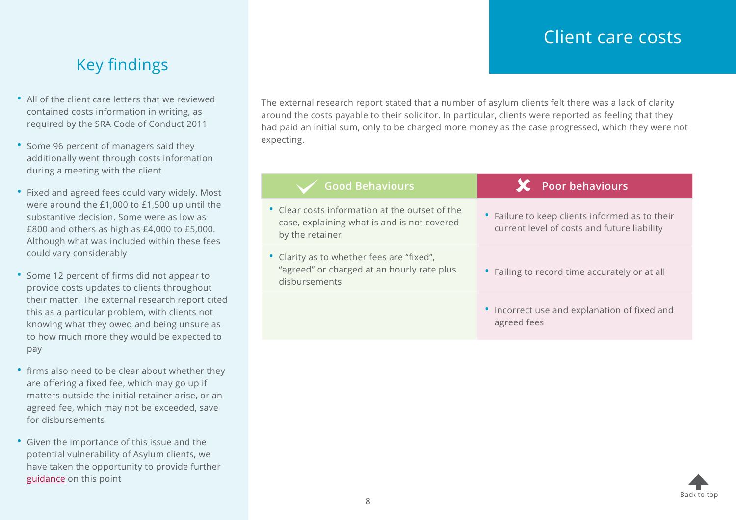# Client care costs

## Key findings

- All of the client care letters that we reviewed contained costs information in writing, as required by the SRA Code of Conduct 2011
- Some 96 percent of managers said they additionally went through costs information during a meeting with the client
- Fixed and agreed fees could vary widely. Most were around the £1,000 to £1,500 up until the substantive decision. Some were as low as £800 and others as high as £4,000 to £5,000. Although what was included within these fees could vary considerably
- Some 12 percent of firms did not appear to provide costs updates to clients throughout their matter. The external research report cited this as a particular problem, with clients not knowing what they owed and being unsure as to how much more they would be expected to pay
- firms also need to be clear about whether they are offering a fixed fee, which may go up if matters outside the initial retainer arise, or an agreed fee, which may not be exceeded, save for disbursements
- Given the importance of this issue and the potential vulnerability of Asylum clients, we have taken the opportunity to provide further guidance on this point

The external research report stated that a number of asylum clients felt there was a lack of clarity around the costs payable to their solicitor. In particular, clients were reported as feeling that they had paid an initial sum, only to be charged more money as the case progressed, which they were not expecting.

| Good Behaviours | Poor behaviours |
|---|---|
| Clear costs information at the outset of the case, explaining what is and is not covered by the retainer | Failure to keep clients informed as to their current level of costs and future liability |
| Clarity as to whether fees are “fixed”, “agreed” or charged at an hourly rate plus disbursements | Failing to record time accurately or at all |
| | Incorrect use and explanation of fixed and agreed fees |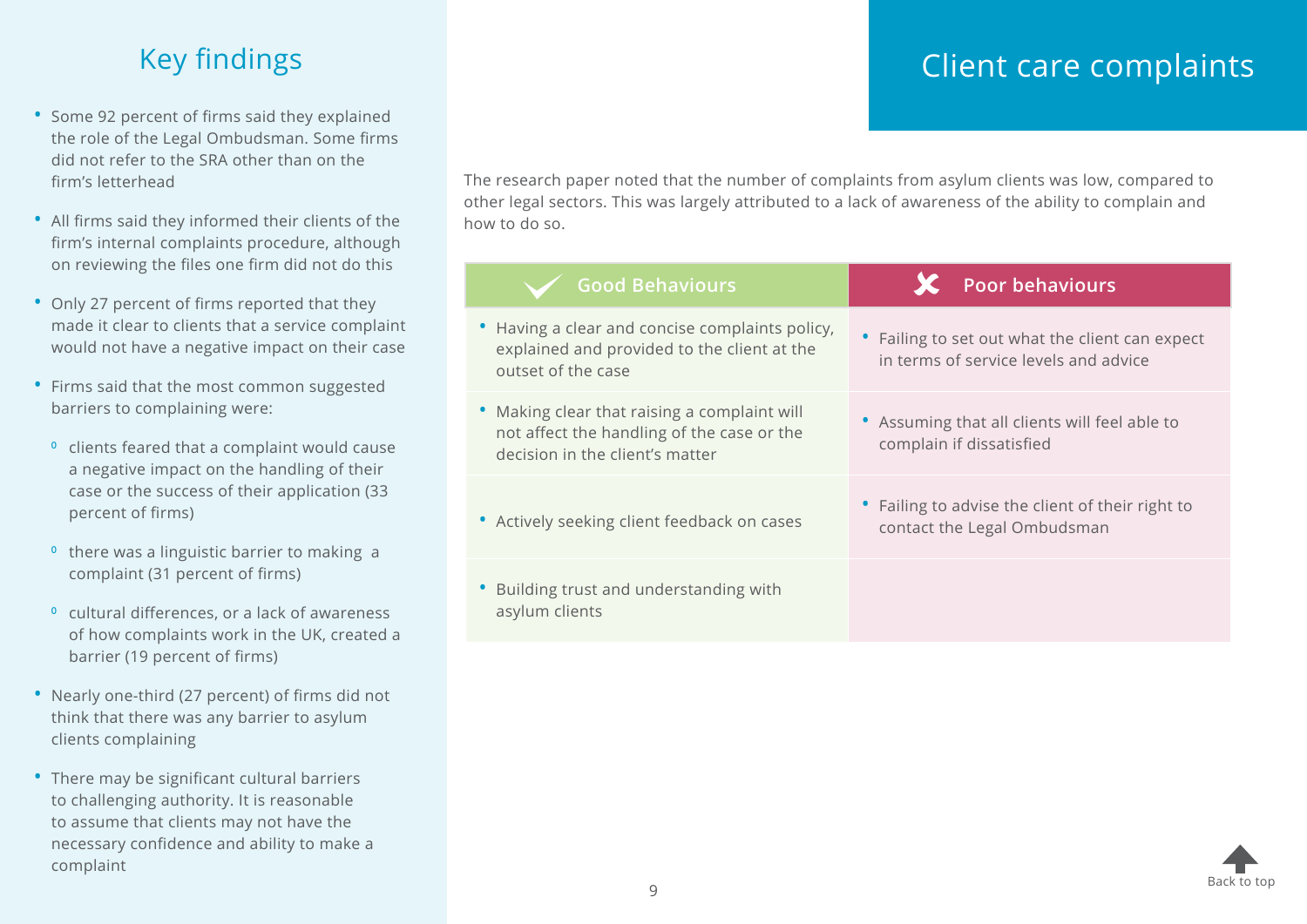# Client care complaints

## Key findings

- Some 92 percent of firms said they explained the role of the Legal Ombudsman. Some firms did not refer to the SRA other than on the firm's letterhead
- All firms said they informed their clients of the firm's internal complaints procedure, although on reviewing the files one firm did not do this
- Only 27 percent of firms reported that they made it clear to clients that a service complaint would not have a negative impact on their case
- Firms said that the most common suggested barriers to complaining were:
  - clients feared that a complaint would cause a negative impact on the handling of their case or the success of their application (33 percent of firms)
  - there was a linguistic barrier to making a complaint (31 percent of firms)
  - cultural differences, or a lack of awareness of how complaints work in the UK, created a barrier (19 percent of firms)
- Nearly one-third (27 percent) of firms did not think that there was any barrier to asylum clients complaining
- There may be significant cultural barriers to challenging authority. It is reasonable to assume that clients may not have the necessary confidence and ability to make a complaint

The research paper noted that the number of complaints from asylum clients was low, compared to other legal sectors. This was largely attributed to a lack of awareness of the ability to complain and how to do so.

| Good Behaviours | Poor behaviours |
| --- | --- |
| Having a clear and concise complaints policy, explained and provided to the client at the outset of the case | Failing to set out what the client can expect in terms of service levels and advice |
| Making clear that raising a complaint will not affect the handling of the case or the decision in the client's matter | Assuming that all clients will feel able to complain if dissatisfied |
| Actively seeking client feedback on cases | Failing to advise the client of their right to contact the Legal Ombudsman |
| Building trust and understanding with asylum clients | |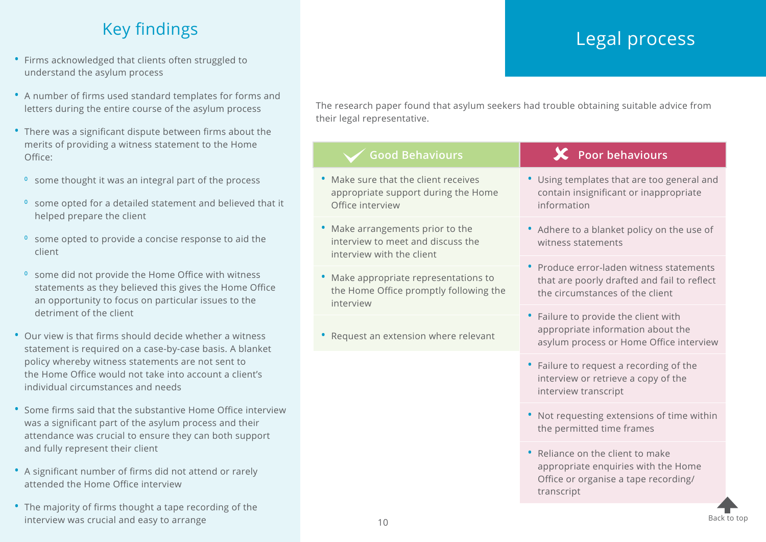# Legal process

The research paper found that asylum seekers had trouble obtaining suitable advice from their legal representative.

| Good Behaviours | Poor behaviours |
|---|---|
| Make sure that the client receives appropriate support during the Home Office interview | Using templates that are too general and contain insignificant or inappropriate information |
| Make arrangements prior to the interview to meet and discuss the interview with the client | Adhere to a blanket policy on the use of witness statements |
| Make appropriate representations to the Home Office promptly following the interview | Produce error-laden witness statements that are poorly drafted and fail to reflect the circumstances of the client |
| Request an extension where relevant | Failure to provide the client with appropriate information about the asylum process or Home Office interview |
| | Failure to request a recording of the interview or retrieve a copy of the interview transcript |
| | Not requesting extensions of time within the permitted time frames |
| | Reliance on the client to make appropriate enquiries with the Home Office or organise a tape recording/ transcript |

## Key findings

- Firms acknowledged that clients often struggled to understand the asylum process
- A number of firms used standard templates for forms and letters during the entire course of the asylum process
- There was a significant dispute between firms about the merits of providing a witness statement to the Home Office:
  - some thought it was an integral part of the process
  - some opted for a detailed statement and believed that it helped prepare the client
  - some opted to provide a concise response to aid the client
  - some did not provide the Home Office with witness statements as they believed this gives the Home Office an opportunity to focus on particular issues to the detriment of the client
- Our view is that firms should decide whether a witness statement is required on a case-by-case basis. A blanket policy whereby witness statements are not sent to the Home Office would not take into account a client's individual circumstances and needs
- Some firms said that the substantive Home Office interview was a significant part of the asylum process and their attendance was crucial to ensure they can both support and fully represent their client
- A significant number of firms did not attend or rarely attended the Home Office interview
- The majority of firms thought a tape recording of the interview was crucial and easy to arrange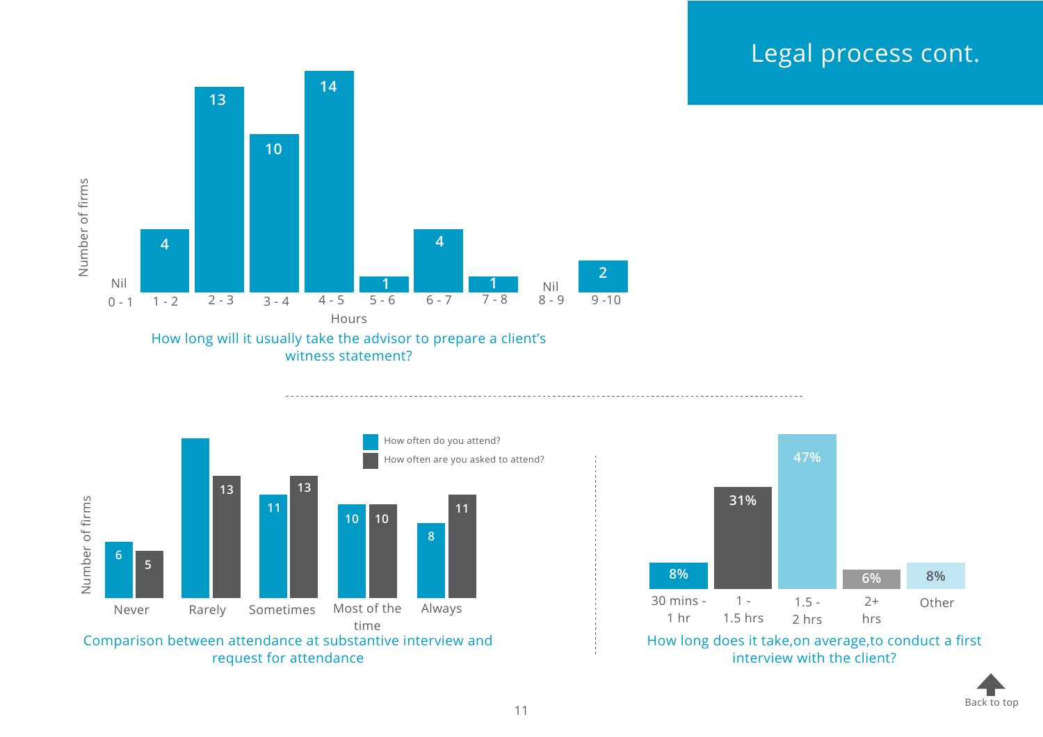# Legal process cont.

**How long will it usually take the advisor to prepare a client's witness statement?**

| Hours | Number of firms |
|---|---|
| 0 - 1 | Nil |
| 1 - 2 | 4 |
| 2 - 3 | 13 |
| 3 - 4 | 10 |
| 4 - 5 | 14 |
| 5 - 6 | 1 |
| 6 - 7 | 4 |
| 7 - 8 | 1 |
| 8 - 9 | Nil |
| 9 - 10 | 2 |

**Comparison between attendance at substantive interview and request for attendance**

| Number of firms | How often do you attend? | How often are you asked to attend? |
|---|---|---|
| Never | 6 | 5 |
| Rarely | | 13 |
| Sometimes | 11 | 13 |
| Most of the time | 10 | 10 |
| Always | 8 | 11 |

**How long does it take, on average, to conduct a first interview with the client?**

| Duration | Percentage |
|---|---|
| 30 mins - 1 hr | 8% |
| 1 - 1.5 hrs | 31% |
| 1.5 - 2 hrs | 47% |
| 2+ hrs | 6% |
| Other | 8% |

Back to top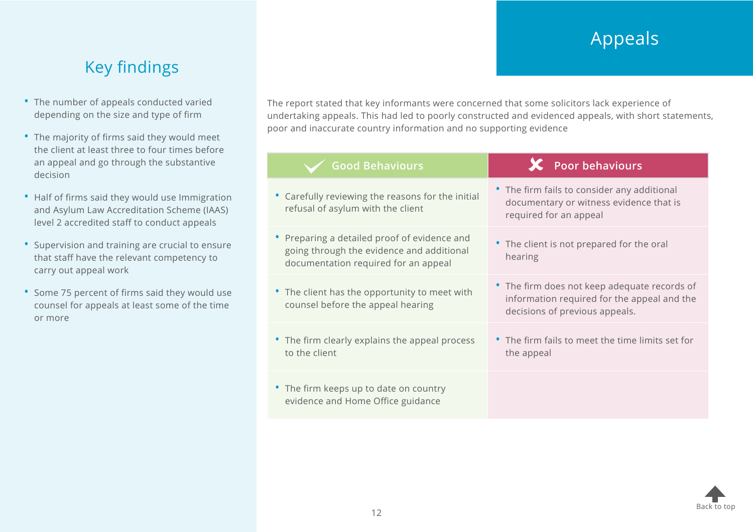# Appeals

## Key findings

- The number of appeals conducted varied depending on the size and type of firm
- The majority of firms said they would meet the client at least three to four times before an appeal and go through the substantive decision
- Half of firms said they would use Immigration and Asylum Law Accreditation Scheme (IAAS) level 2 accredited staff to conduct appeals
- Supervision and training are crucial to ensure that staff have the relevant competency to carry out appeal work
- Some 75 percent of firms said they would use counsel for appeals at least some of the time or more

The report stated that key informants were concerned that some solicitors lack experience of undertaking appeals. This had led to poorly constructed and evidenced appeals, with short statements, poor and inaccurate country information and no supporting evidence

| Good Behaviours | Poor behaviours |
|---|---|
| Carefully reviewing the reasons for the initial refusal of asylum with the client | The firm fails to consider any additional documentary or witness evidence that is required for an appeal |
| Preparing a detailed proof of evidence and going through the evidence and additional documentation required for an appeal | The client is not prepared for the oral hearing |
| The client has the opportunity to meet with counsel before the appeal hearing | The firm does not keep adequate records of information required for the appeal and the decisions of previous appeals. |
| The firm clearly explains the appeal process to the client | The firm fails to meet the time limits set for the appeal |
| The firm keeps up to date on country evidence and Home Office guidance | |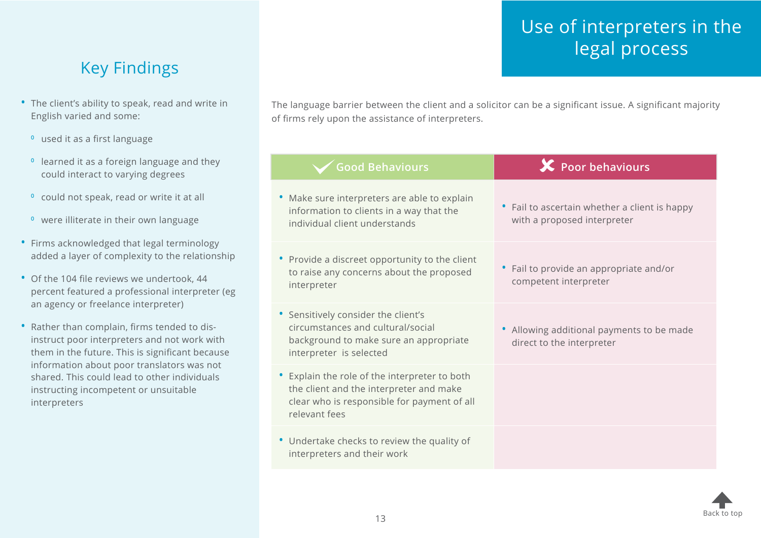# Use of interpreters in the legal process

## Key Findings

- The client's ability to speak, read and write in English varied and some:
  - used it as a first language
  - learned it as a foreign language and they could interact to varying degrees
  - could not speak, read or write it at all
  - were illiterate in their own language
- Firms acknowledged that legal terminology added a layer of complexity to the relationship
- Of the 104 file reviews we undertook, 44 percent featured a professional interpreter (eg an agency or freelance interpreter)
- Rather than complain, firms tended to dis-instruct poor interpreters and not work with them in the future. This is significant because information about poor translators was not shared. This could lead to other individuals instructing incompetent or unsuitable interpreters

The language barrier between the client and a solicitor can be a significant issue. A significant majority of firms rely upon the assistance of interpreters.

| Good Behaviours | Poor behaviours |
| --- | --- |
| Make sure interpreters are able to explain information to clients in a way that the individual client understands | Fail to ascertain whether a client is happy with a proposed interpreter |
| Provide a discreet opportunity to the client to raise any concerns about the proposed interpreter | Fail to provide an appropriate and/or competent interpreter |
| Sensitively consider the client's circumstances and cultural/social background to make sure an appropriate interpreter is selected | Allowing additional payments to be made direct to the interpreter |
| Explain the role of the interpreter to both the client and the interpreter and make clear who is responsible for payment of all relevant fees | |
| Undertake checks to review the quality of interpreters and their work | |

Back to top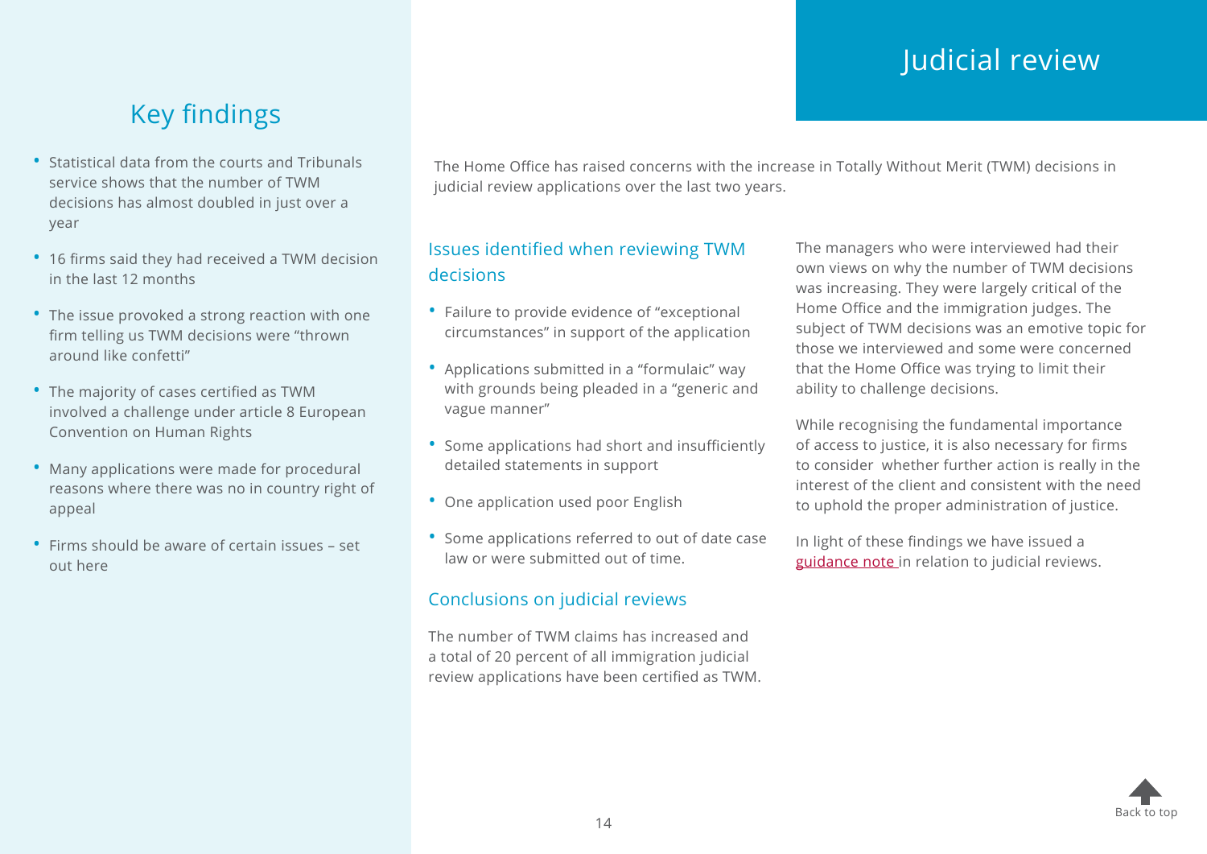# Judicial review

## Key findings

- Statistical data from the courts and Tribunals service shows that the number of TWM decisions has almost doubled in just over a year
- 16 firms said they had received a TWM decision in the last 12 months
- The issue provoked a strong reaction with one firm telling us TWM decisions were "thrown around like confetti"
- The majority of cases certified as TWM involved a challenge under article 8 European Convention on Human Rights
- Many applications were made for procedural reasons where there was no in country right of appeal
- Firms should be aware of certain issues – set out here

The Home Office has raised concerns with the increase in Totally Without Merit (TWM) decisions in judicial review applications over the last two years.

### Issues identified when reviewing TWM decisions

- Failure to provide evidence of "exceptional circumstances" in support of the application
- Applications submitted in a "formulaic" way with grounds being pleaded in a "generic and vague manner"
- Some applications had short and insufficiently detailed statements in support
- One application used poor English
- Some applications referred to out of date case law or were submitted out of time.

### Conclusions on judicial reviews

The number of TWM claims has increased and a total of 20 percent of all immigration judicial review applications have been certified as TWM.

The managers who were interviewed had their own views on why the number of TWM decisions was increasing. They were largely critical of the Home Office and the immigration judges. The subject of TWM decisions was an emotive topic for those we interviewed and some were concerned that the Home Office was trying to limit their ability to challenge decisions.

While recognising the fundamental importance of access to justice, it is also necessary for firms to consider whether further action is really in the interest of the client and consistent with the need to uphold the proper administration of justice.

In light of these findings we have issued a guidance note in relation to judicial reviews.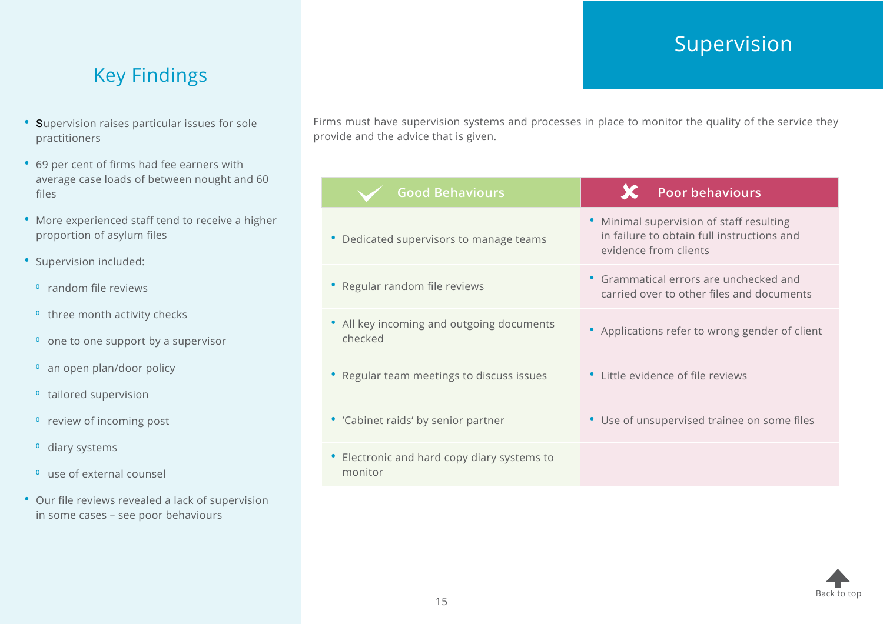# Supervision

## Key Findings

- Supervision raises particular issues for sole practitioners
- 69 per cent of firms had fee earners with average case loads of between nought and 60 files
- More experienced staff tend to receive a higher proportion of asylum files
- Supervision included:
  - random file reviews
  - three month activity checks
  - one to one support by a supervisor
  - an open plan/door policy
  - tailored supervision
  - review of incoming post
  - diary systems
  - use of external counsel
- Our file reviews revealed a lack of supervision in some cases – see poor behaviours

Firms must have supervision systems and processes in place to monitor the quality of the service they provide and the advice that is given.

| Good Behaviours | Poor behaviours |
|---|---|
| Dedicated supervisors to manage teams | Minimal supervision of staff resulting in failure to obtain full instructions and evidence from clients |
| Regular random file reviews | Grammatical errors are unchecked and carried over to other files and documents |
| All key incoming and outgoing documents checked | Applications refer to wrong gender of client |
| Regular team meetings to discuss issues | Little evidence of file reviews |
| 'Cabinet raids' by senior partner | Use of unsupervised trainee on some files |
| Electronic and hard copy diary systems to monitor | |

Back to top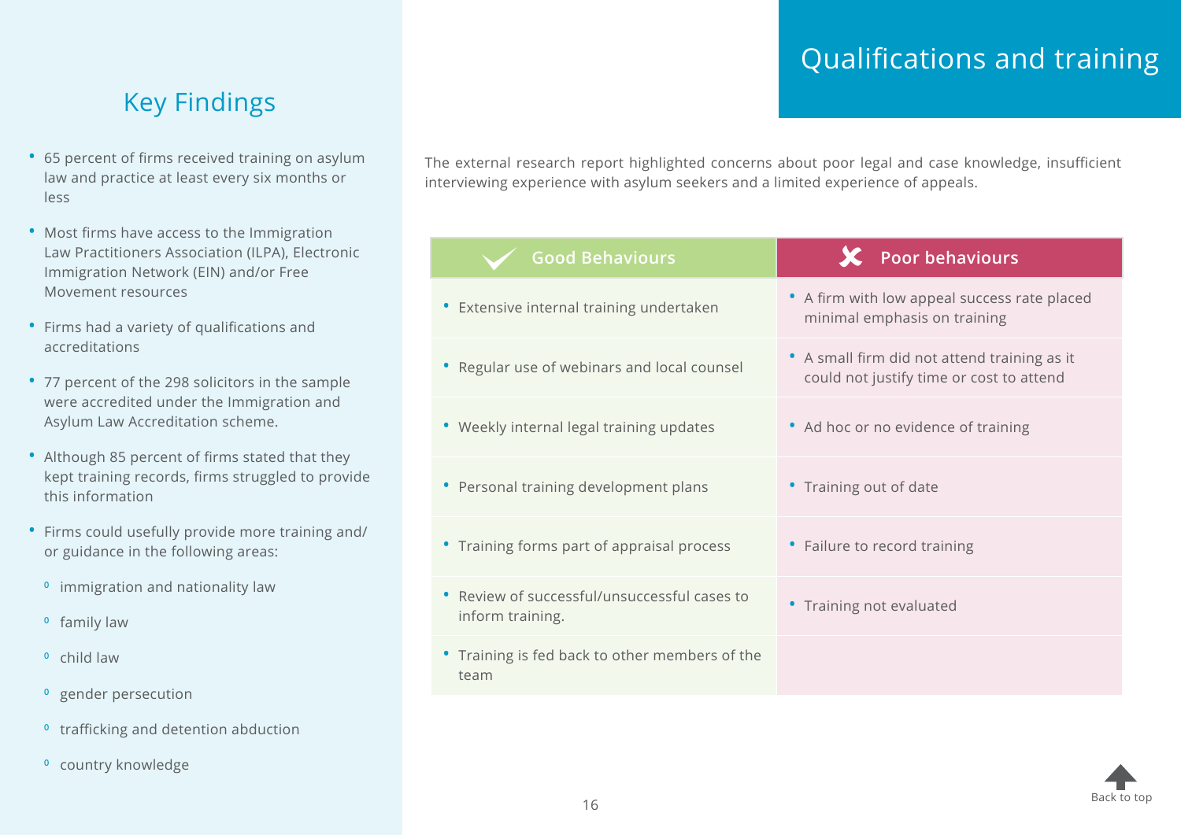# Qualifications and training

## Key Findings

- 65 percent of firms received training on asylum law and practice at least every six months or less
- Most firms have access to the Immigration Law Practitioners Association (ILPA), Electronic Immigration Network (EIN) and/or Free Movement resources
- Firms had a variety of qualifications and accreditations
- 77 percent of the 298 solicitors in the sample were accredited under the Immigration and Asylum Law Accreditation scheme.
- Although 85 percent of firms stated that they kept training records, firms struggled to provide this information
- Firms could usefully provide more training and/or guidance in the following areas:
  - immigration and nationality law
  - family law
  - child law
  - gender persecution
  - trafficking and detention abduction
  - country knowledge

The external research report highlighted concerns about poor legal and case knowledge, insufficient interviewing experience with asylum seekers and a limited experience of appeals.

| Good Behaviours | Poor behaviours |
|---|---|
| Extensive internal training undertaken | A firm with low appeal success rate placed minimal emphasis on training |
| Regular use of webinars and local counsel | A small firm did not attend training as it could not justify time or cost to attend |
| Weekly internal legal training updates | Ad hoc or no evidence of training |
| Personal training development plans | Training out of date |
| Training forms part of appraisal process | Failure to record training |
| Review of successful/unsuccessful cases to inform training. | Training not evaluated |
| Training is fed back to other members of the team | |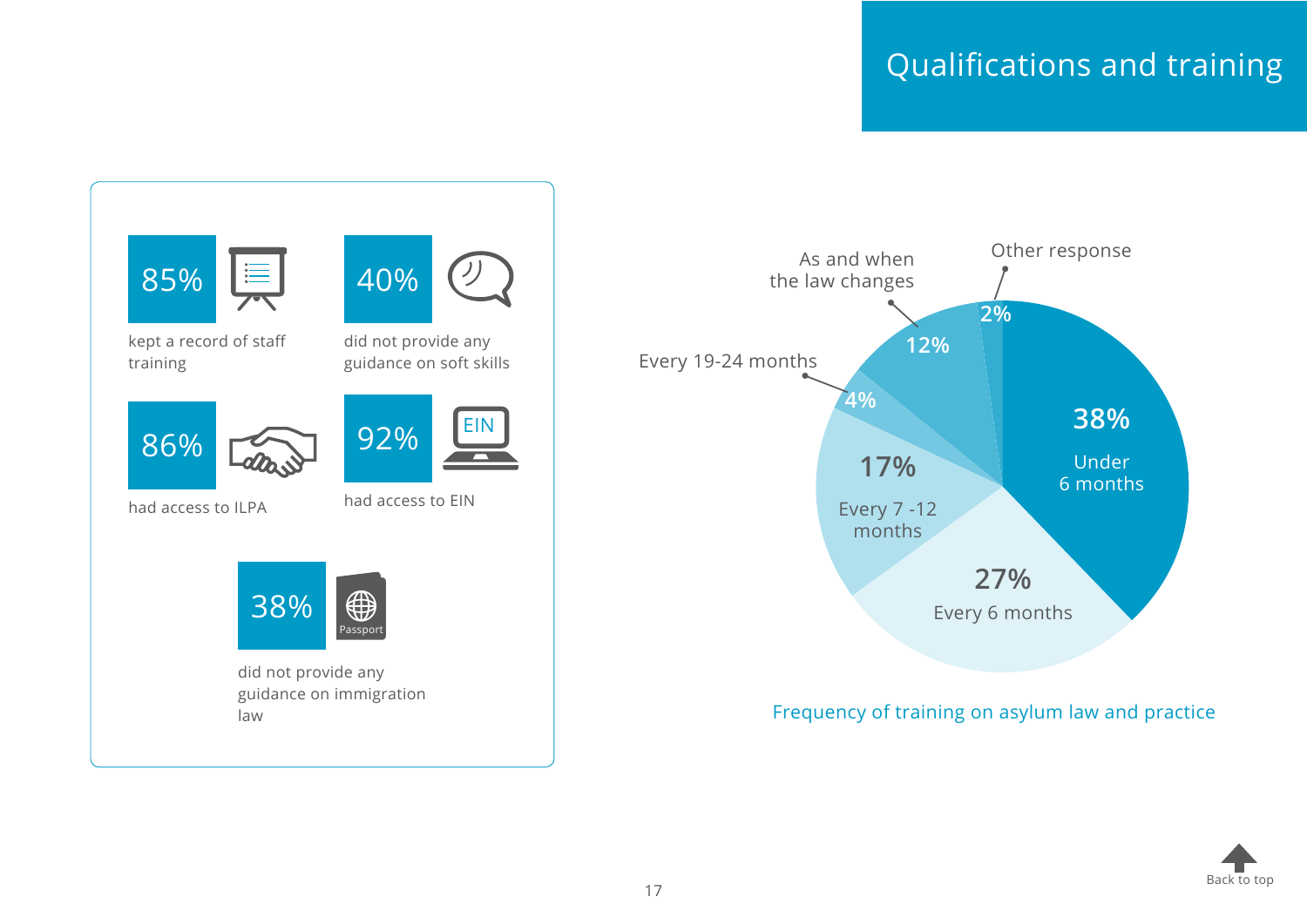# Qualifications and training

**85%** kept a record of staff training

**40%** did not provide any guidance on soft skills

**86%** had access to ILPA

**92%** had access to EIN

**38%** did not provide any guidance on immigration law

| Frequency | Percentage |
|---|---|
| Under 6 months | 38% |
| Every 6 months | 27% |
| Every 7 -12 months | 17% |
| Every 19-24 months | 4% |
| As and when the law changes | 12% |
| Other response | 2% |

Frequency of training on asylum law and practice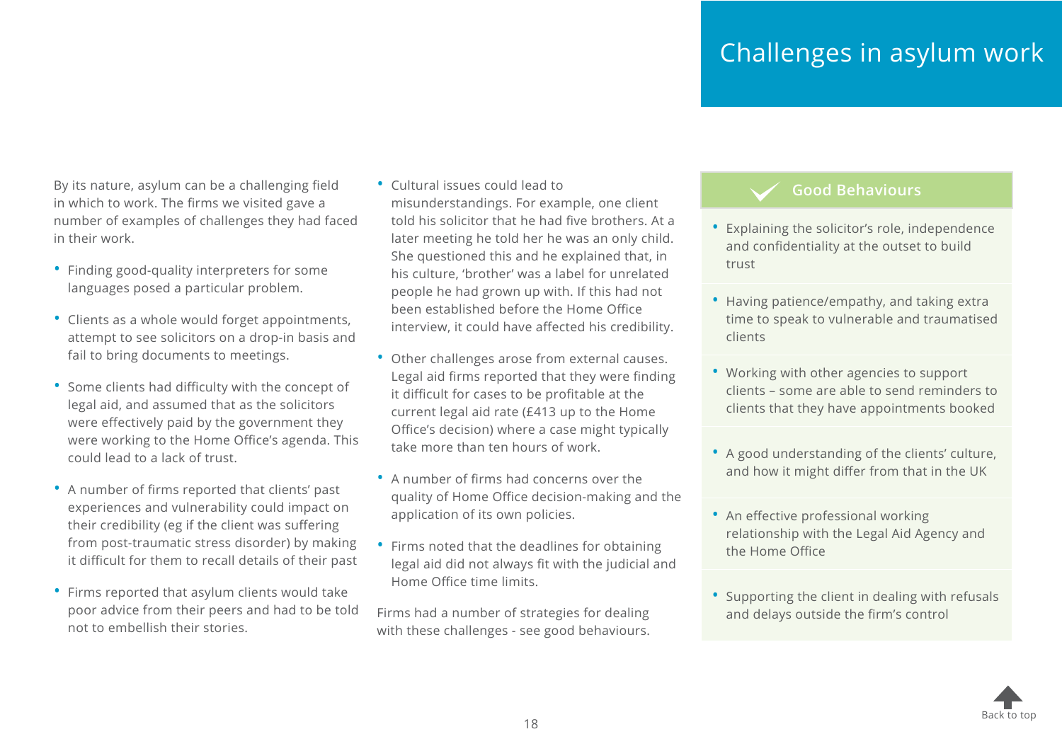# Challenges in asylum work

By its nature, asylum can be a challenging field in which to work. The firms we visited gave a number of examples of challenges they had faced in their work.

- Finding good-quality interpreters for some languages posed a particular problem.
- Clients as a whole would forget appointments, attempt to see solicitors on a drop-in basis and fail to bring documents to meetings.
- Some clients had difficulty with the concept of legal aid, and assumed that as the solicitors were effectively paid by the government they were working to the Home Office's agenda. This could lead to a lack of trust.
- A number of firms reported that clients' past experiences and vulnerability could impact on their credibility (eg if the client was suffering from post-traumatic stress disorder) by making it difficult for them to recall details of their past
- Firms reported that asylum clients would take poor advice from their peers and had to be told not to embellish their stories.
- Cultural issues could lead to misunderstandings. For example, one client told his solicitor that he had five brothers. At a later meeting he told her he was an only child. She questioned this and he explained that, in his culture, 'brother' was a label for unrelated people he had grown up with. If this had not been established before the Home Office interview, it could have affected his credibility.
- Other challenges arose from external causes. Legal aid firms reported that they were finding it difficult for cases to be profitable at the current legal aid rate (£413 up to the Home Office's decision) where a case might typically take more than ten hours of work.
- A number of firms had concerns over the quality of Home Office decision-making and the application of its own policies.
- Firms noted that the deadlines for obtaining legal aid did not always fit with the judicial and Home Office time limits.

Firms had a number of strategies for dealing with these challenges - see good behaviours.

## Good Behaviours

- Explaining the solicitor's role, independence and confidentiality at the outset to build trust
- Having patience/empathy, and taking extra time to speak to vulnerable and traumatised clients
- Working with other agencies to support clients – some are able to send reminders to clients that they have appointments booked
- A good understanding of the clients' culture, and how it might differ from that in the UK
- An effective professional working relationship with the Legal Aid Agency and the Home Office
- Supporting the client in dealing with refusals and delays outside the firm's control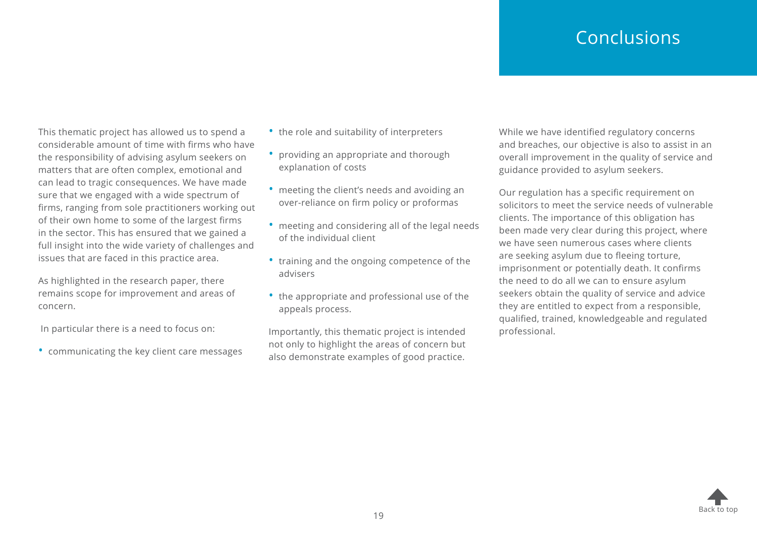# Conclusions

This thematic project has allowed us to spend a considerable amount of time with firms who have the responsibility of advising asylum seekers on matters that are often complex, emotional and can lead to tragic consequences. We have made sure that we engaged with a wide spectrum of firms, ranging from sole practitioners working out of their own home to some of the largest firms in the sector. This has ensured that we gained a full insight into the wide variety of challenges and issues that are faced in this practice area.

As highlighted in the research paper, there remains scope for improvement and areas of concern.

In particular there is a need to focus on:

- communicating the key client care messages
- the role and suitability of interpreters
- providing an appropriate and thorough explanation of costs
- meeting the client's needs and avoiding an over-reliance on firm policy or proformas
- meeting and considering all of the legal needs of the individual client
- training and the ongoing competence of the advisers
- the appropriate and professional use of the appeals process.

Importantly, this thematic project is intended not only to highlight the areas of concern but also demonstrate examples of good practice.

While we have identified regulatory concerns and breaches, our objective is also to assist in an overall improvement in the quality of service and guidance provided to asylum seekers.

Our regulation has a specific requirement on solicitors to meet the service needs of vulnerable clients. The importance of this obligation has been made very clear during this project, where we have seen numerous cases where clients are seeking asylum due to fleeing torture, imprisonment or potentially death. It confirms the need to do all we can to ensure asylum seekers obtain the quality of service and advice they are entitled to expect from a responsible, qualified, trained, knowledgeable and regulated professional.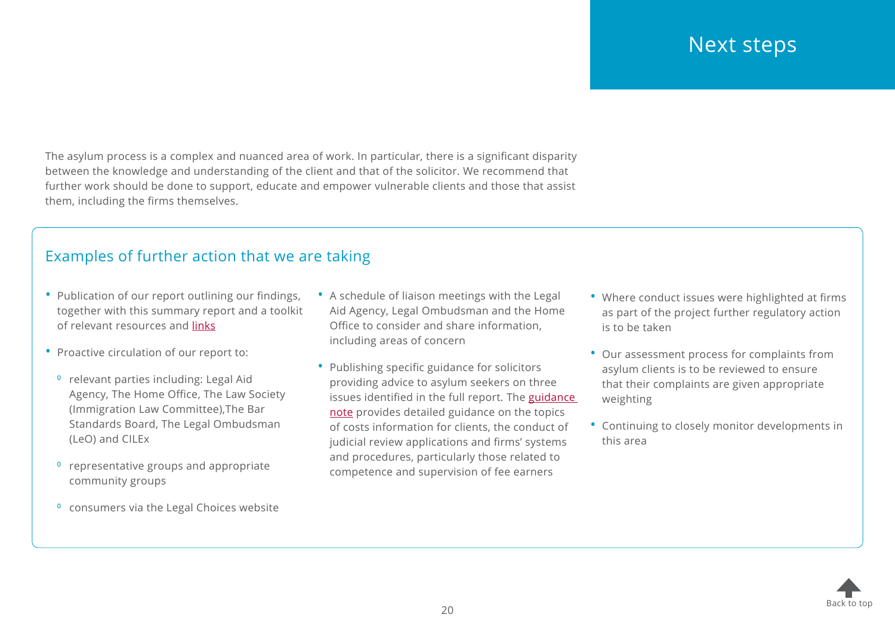# Next steps

The asylum process is a complex and nuanced area of work. In particular, there is a significant disparity between the knowledge and understanding of the client and that of the solicitor. We recommend that further work should be done to support, educate and empower vulnerable clients and those that assist them, including the firms themselves.

## Examples of further action that we are taking

- Publication of our report outlining our findings, together with this summary report and a toolkit of relevant resources and links
- Proactive circulation of our report to:
  - relevant parties including: Legal Aid Agency, The Home Office, The Law Society (Immigration Law Committee),The Bar Standards Board, The Legal Ombudsman (LeO) and CILEx
  - representative groups and appropriate community groups
  - consumers via the Legal Choices website
- A schedule of liaison meetings with the Legal Aid Agency, Legal Ombudsman and the Home Office to consider and share information, including areas of concern
- Publishing specific guidance for solicitors providing advice to asylum seekers on three issues identified in the full report. The guidance note provides detailed guidance on the topics of costs information for clients, the conduct of judicial review applications and firms' systems and procedures, particularly those related to competence and supervision of fee earners
- Where conduct issues were highlighted at firms as part of the project further regulatory action is to be taken
- Our assessment process for complaints from asylum clients is to be reviewed to ensure that their complaints are given appropriate weighting
- Continuing to closely monitor developments in this area